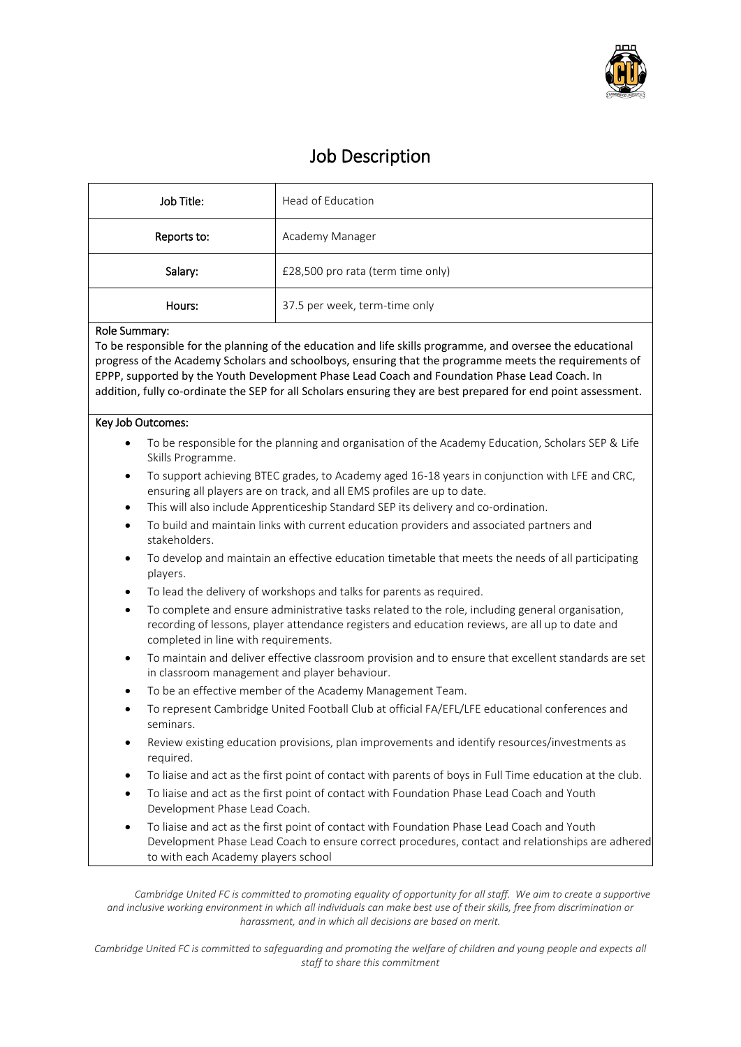# Job Description

| Job Title: | Head of Education |
|---|---|
| Reports to: | Academy Manager |
| Salary: | £28,500 pro rata (term time only) |
| Hours: | 37.5 per week, term-time only |

**Role Summary:**

To be responsible for the planning of the education and life skills programme, and oversee the educational progress of the Academy Scholars and schoolboys, ensuring that the programme meets the requirements of EPPP, supported by the Youth Development Phase Lead Coach and Foundation Phase Lead Coach. In addition, fully co-ordinate the SEP for all Scholars ensuring they are best prepared for end point assessment.

**Key Job Outcomes:**

- To be responsible for the planning and organisation of the Academy Education, Scholars SEP & Life Skills Programme.
- To support achieving BTEC grades, to Academy aged 16-18 years in conjunction with LFE and CRC, ensuring all players are on track, and all EMS profiles are up to date.
- This will also include Apprenticeship Standard SEP its delivery and co-ordination.
- To build and maintain links with current education providers and associated partners and stakeholders.
- To develop and maintain an effective education timetable that meets the needs of all participating players.
- To lead the delivery of workshops and talks for parents as required.
- To complete and ensure administrative tasks related to the role, including general organisation, recording of lessons, player attendance registers and education reviews, are all up to date and completed in line with requirements.
- To maintain and deliver effective classroom provision and to ensure that excellent standards are set in classroom management and player behaviour.
- To be an effective member of the Academy Management Team.
- To represent Cambridge United Football Club at official FA/EFL/LFE educational conferences and seminars.
- Review existing education provisions, plan improvements and identify resources/investments as required.
- To liaise and act as the first point of contact with parents of boys in Full Time education at the club.
- To liaise and act as the first point of contact with Foundation Phase Lead Coach and Youth Development Phase Lead Coach.
- To liaise and act as the first point of contact with Foundation Phase Lead Coach and Youth Development Phase Lead Coach to ensure correct procedures, contact and relationships are adhered to with each Academy players school

*Cambridge United FC is committed to promoting equality of opportunity for all staff. We aim to create a supportive and inclusive working environment in which all individuals can make best use of their skills, free from discrimination or harassment, and in which all decisions are based on merit.*

*Cambridge United FC is committed to safeguarding and promoting the welfare of children and young people and expects all staff to share this commitment*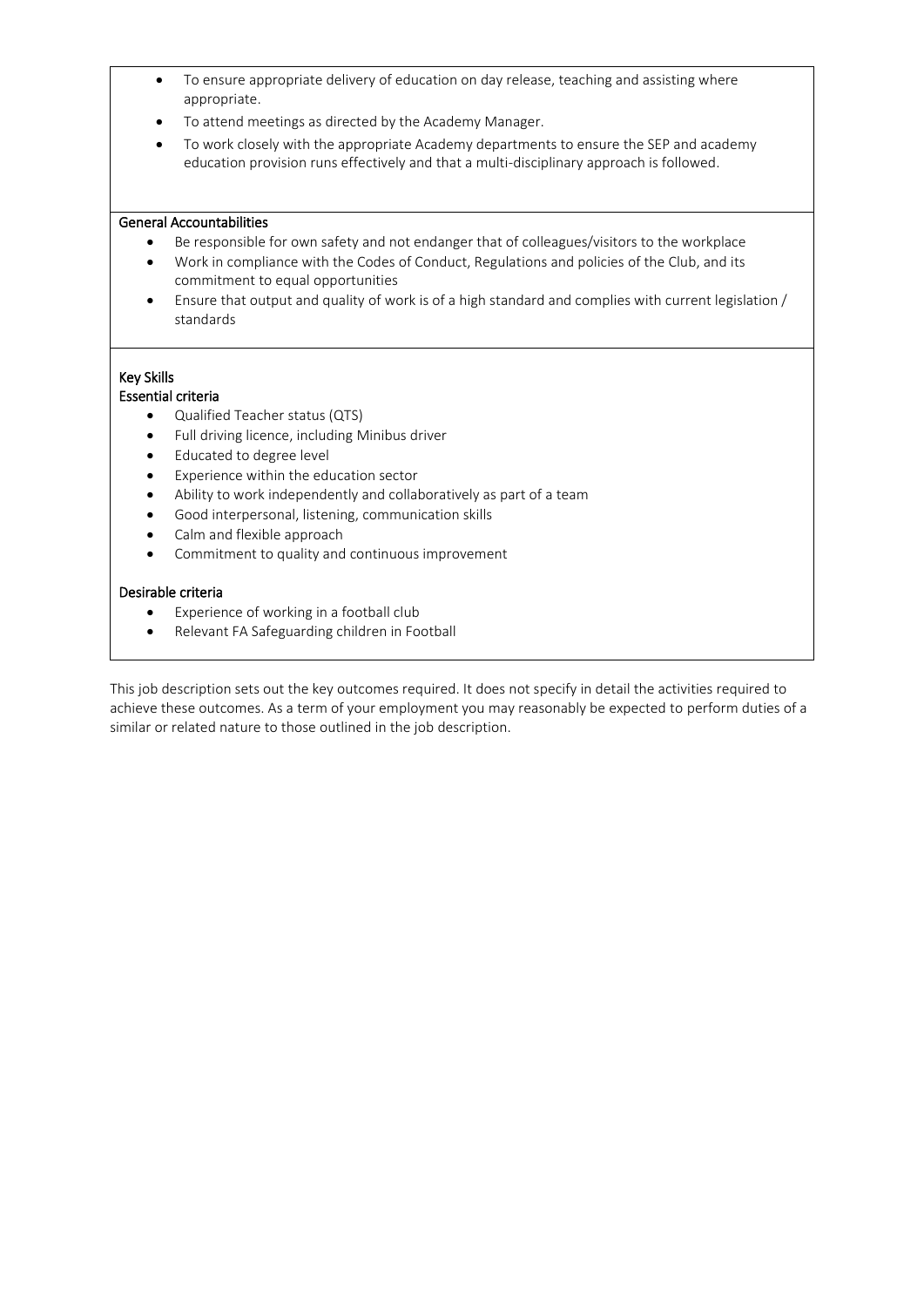- To ensure appropriate delivery of education on day release, teaching and assisting where appropriate.
- To attend meetings as directed by the Academy Manager.
- To work closely with the appropriate Academy departments to ensure the SEP and academy education provision runs effectively and that a multi-disciplinary approach is followed.

**General Accountabilities**

- Be responsible for own safety and not endanger that of colleagues/visitors to the workplace
- Work in compliance with the Codes of Conduct, Regulations and policies of the Club, and its commitment to equal opportunities
- Ensure that output and quality of work is of a high standard and complies with current legislation / standards

**Key Skills**

**Essential criteria**

- Qualified Teacher status (QTS)
- Full driving licence, including Minibus driver
- Educated to degree level
- Experience within the education sector
- Ability to work independently and collaboratively as part of a team
- Good interpersonal, listening, communication skills
- Calm and flexible approach
- Commitment to quality and continuous improvement

**Desirable criteria**

- Experience of working in a football club
- Relevant FA Safeguarding children in Football

This job description sets out the key outcomes required. It does not specify in detail the activities required to achieve these outcomes. As a term of your employment you may reasonably be expected to perform duties of a similar or related nature to those outlined in the job description.